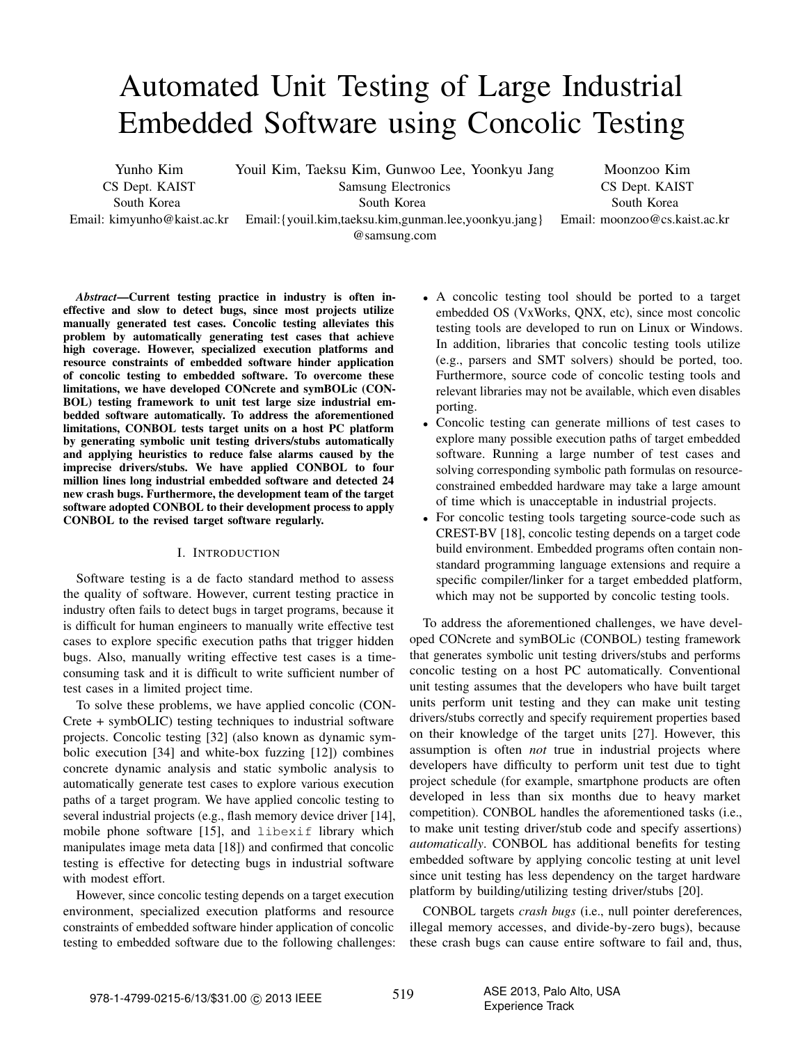# Automated Unit Testing of Large Industrial Embedded Software using Concolic Testing

Yunho Kim
CS Dept. KAIST
South Korea
Email: kimyunho@kaist.ac.kr

Youil Kim, Taeksu Kim, Gunwoo Lee, Yoonkyu Jang
Samsung Electronics
South Korea
Email:{youil.kim,taeksu.kim,gunman.lee,yoonkyu.jang}@samsung.com

Moonzoo Kim
CS Dept. KAIST
South Korea
Email: moonzoo@cs.kaist.ac.kr

***Abstract*—Current testing practice in industry is often ineffective and slow to detect bugs, since most projects utilize manually generated test cases. Concolic testing alleviates this problem by automatically generating test cases that achieve high coverage. However, specialized execution platforms and resource constraints of embedded software hinder application of concolic testing to embedded software. To overcome these limitations, we have developed CONcrete and symBOLic (CONBOL) testing framework to unit test large size industrial embedded software automatically. To address the aforementioned limitations, CONBOL tests target units on a host PC platform by generating symbolic unit testing drivers/stubs automatically and applying heuristics to reduce false alarms caused by the imprecise drivers/stubs. We have applied CONBOL to four million lines long industrial embedded software and detected 24 new crash bugs. Furthermore, the development team of the target software adopted CONBOL to their development process to apply CONBOL to the revised target software regularly.**

## I. Introduction

Software testing is a de facto standard method to assess the quality of software. However, current testing practice in industry often fails to detect bugs in target programs, because it is difficult for human engineers to manually write effective test cases to explore specific execution paths that trigger hidden bugs. Also, manually writing effective test cases is a time-consuming task and it is difficult to write sufficient number of test cases in a limited project time.

To solve these problems, we have applied concolic (CONCrete + symbOLIC) testing techniques to industrial software projects. Concolic testing [32] (also known as dynamic symbolic execution [34] and white-box fuzzing [12]) combines concrete dynamic analysis and static symbolic analysis to automatically generate test cases to explore various execution paths of a target program. We have applied concolic testing to several industrial projects (e.g., flash memory device driver [14], mobile phone software [15], and `libexif` library which manipulates image meta data [18]) and confirmed that concolic testing is effective for detecting bugs in industrial software with modest effort.

However, since concolic testing depends on a target execution environment, specialized execution platforms and resource constraints of embedded software hinder application of concolic testing to embedded software due to the following challenges:

- A concolic testing tool should be ported to a target embedded OS (VxWorks, QNX, etc), since most concolic testing tools are developed to run on Linux or Windows. In addition, libraries that concolic testing tools utilize (e.g., parsers and SMT solvers) should be ported, too. Furthermore, source code of concolic testing tools and relevant libraries may not be available, which even disables porting.
- Concolic testing can generate millions of test cases to explore many possible execution paths of target embedded software. Running a large number of test cases and solving corresponding symbolic path formulas on resource-constrained embedded hardware may take a large amount of time which is unacceptable in industrial projects.
- For concolic testing tools targeting source-code such as CREST-BV [18], concolic testing depends on a target code build environment. Embedded programs often contain non-standard programming language extensions and require a specific compiler/linker for a target embedded platform, which may not be supported by concolic testing tools.

To address the aforementioned challenges, we have developed CONcrete and symBOLic (CONBOL) testing framework that generates symbolic unit testing drivers/stubs and performs concolic testing on a host PC automatically. Conventional unit testing assumes that the developers who have built target units perform unit testing and they can make unit testing drivers/stubs correctly and specify requirement properties based on their knowledge of the target units [27]. However, this assumption is often *not* true in industrial projects where developers have difficulty to perform unit test due to tight project schedule (for example, smartphone products are often developed in less than six months due to heavy market competition). CONBOL handles the aforementioned tasks (i.e., to make unit testing driver/stub code and specify assertions) *automatically*. CONBOL has additional benefits for testing embedded software by applying concolic testing at unit level since unit testing has less dependency on the target hardware platform by building/utilizing testing driver/stubs [20].

CONBOL targets *crash bugs* (i.e., null pointer dereferences, illegal memory accesses, and divide-by-zero bugs), because these crash bugs can cause entire software to fail and, thus,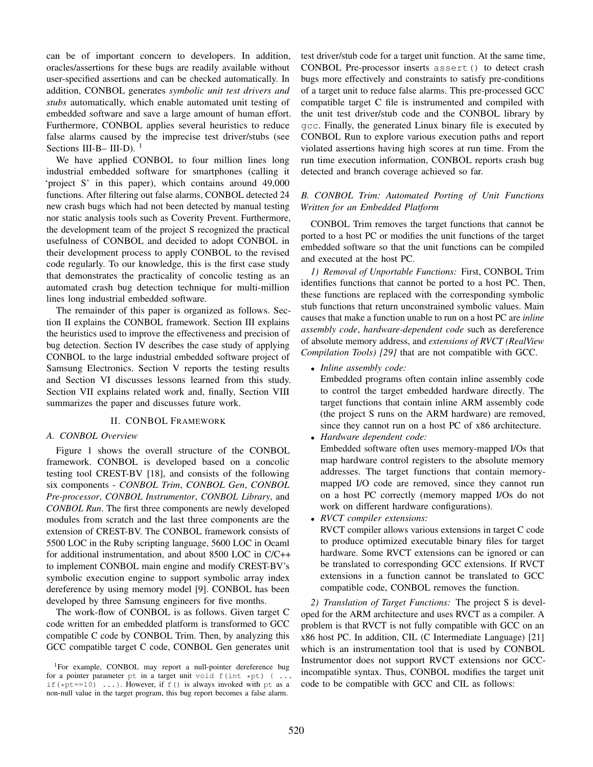can be of important concern to developers. In addition, oracles/assertions for these bugs are readily available without user-specified assertions and can be checked automatically. In addition, CONBOL generates *symbolic unit test drivers and stubs* automatically, which enable automated unit testing of embedded software and save a large amount of human effort. Furthermore, CONBOL applies several heuristics to reduce false alarms caused by the imprecise test driver/stubs (see Sections III-B– III-D). [1]

We have applied CONBOL to four million lines long industrial embedded software for smartphones (calling it 'project S' in this paper), which contains around 49,000 functions. After filtering out false alarms, CONBOL detected 24 new crash bugs which had not been detected by manual testing nor static analysis tools such as Coverity Prevent. Furthermore, the development team of the project S recognized the practical usefulness of CONBOL and decided to adopt CONBOL in their development process to apply CONBOL to the revised code regularly. To our knowledge, this is the first case study that demonstrates the practicality of concolic testing as an automated crash bug detection technique for multi-million lines long industrial embedded software.

The remainder of this paper is organized as follows. Section II explains the CONBOL framework. Section III explains the heuristics used to improve the effectiveness and precision of bug detection. Section IV describes the case study of applying CONBOL to the large industrial embedded software project of Samsung Electronics. Section V reports the testing results and Section VI discusses lessons learned from this study. Section VII explains related work and, finally, Section VIII summarizes the paper and discusses future work.

## II. CONBOL Framework

### A. CONBOL Overview

Figure 1 shows the overall structure of the CONBOL framework. CONBOL is developed based on a concolic testing tool CREST-BV [18], and consists of the following six components - *CONBOL Trim*, *CONBOL Gen*, *CONBOL Pre-processor*, *CONBOL Instrumentor*, *CONBOL Library*, and *CONBOL Run*. The first three components are newly developed modules from scratch and the last three components are the extension of CREST-BV. The CONBOL framework consists of 5500 LOC in the Ruby scripting language, 5600 LOC in Ocaml for additional instrumentation, and about 8500 LOC in C/C++ to implement CONBOL main engine and modify CREST-BV's symbolic execution engine to support symbolic array index dereference by using memory model [9]. CONBOL has been developed by three Samsung engineers for five months.

The work-flow of CONBOL is as follows. Given target C code written for an embedded platform is transformed to GCC compatible C code by CONBOL Trim. Then, by analyzing this GCC compatible target C code, CONBOL Gen generates unit test driver/stub code for a target unit function. At the same time, CONBOL Pre-processor inserts `assert()` to detect crash bugs more effectively and constraints to satisfy pre-conditions of a target unit to reduce false alarms. This pre-processed GCC compatible target C file is instrumented and compiled with the unit test driver/stub code and the CONBOL library by `gcc`. Finally, the generated Linux binary file is executed by CONBOL Run to explore various execution paths and report violated assertions having high scores at run time. From the run time execution information, CONBOL reports crash bug detected and branch coverage achieved so far.

### B. CONBOL Trim: Automated Porting of Unit Functions Written for an Embedded Platform

CONBOL Trim removes the target functions that cannot be ported to a host PC or modifies the unit functions of the target embedded software so that the unit functions can be compiled and executed at the host PC.

*1) Removal of Unportable Functions:* First, CONBOL Trim identifies functions that cannot be ported to a host PC. Then, these functions are replaced with the corresponding symbolic stub functions that return unconstrained symbolic values. Main causes that make a function unable to run on a host PC are *inline assembly code*, *hardware-dependent code* such as dereference of absolute memory address, and *extensions of RVCT (RealView Compilation Tools) [29]* that are not compatible with GCC.

- *Inline assembly code:*
  Embedded programs often contain inline assembly code to control the target embedded hardware directly. The target functions that contain inline ARM assembly code (the project S runs on the ARM hardware) are removed, since they cannot run on a host PC of x86 architecture.
- *Hardware dependent code:*
  Embedded software often uses memory-mapped I/Os that map hardware control registers to the absolute memory addresses. The target functions that contain memory-mapped I/O code are removed, since they cannot run on a host PC correctly (memory mapped I/Os do not work on different hardware configurations).
- *RVCT compiler extensions:*
  RVCT compiler allows various extensions in target C code to produce optimized executable binary files for target hardware. Some RVCT extensions can be ignored or can be translated to corresponding GCC extensions. If RVCT extensions in a function cannot be translated to GCC compatible code, CONBOL removes the function.

*2) Translation of Target Functions:* The project S is developed for the ARM architecture and uses RVCT as a compiler. A problem is that RVCT is not fully compatible with GCC on an x86 host PC. In addition, CIL (C Intermediate Language) [21] which is an instrumentation tool that is used by CONBOL Instrumentor does not support RVCT extensions nor GCC-incompatible syntax. Thus, CONBOL modifies the target unit code to be compatible with GCC and CIL as follows:

[1] For example, CONBOL may report a null-pointer dereference bug for a pointer parameter `pt` in a target unit `void f(int *pt) { ... if(*pt==10) ...}`. However, if `f()` is always invoked with `pt` as a non-null value in the target program, this bug report becomes a false alarm.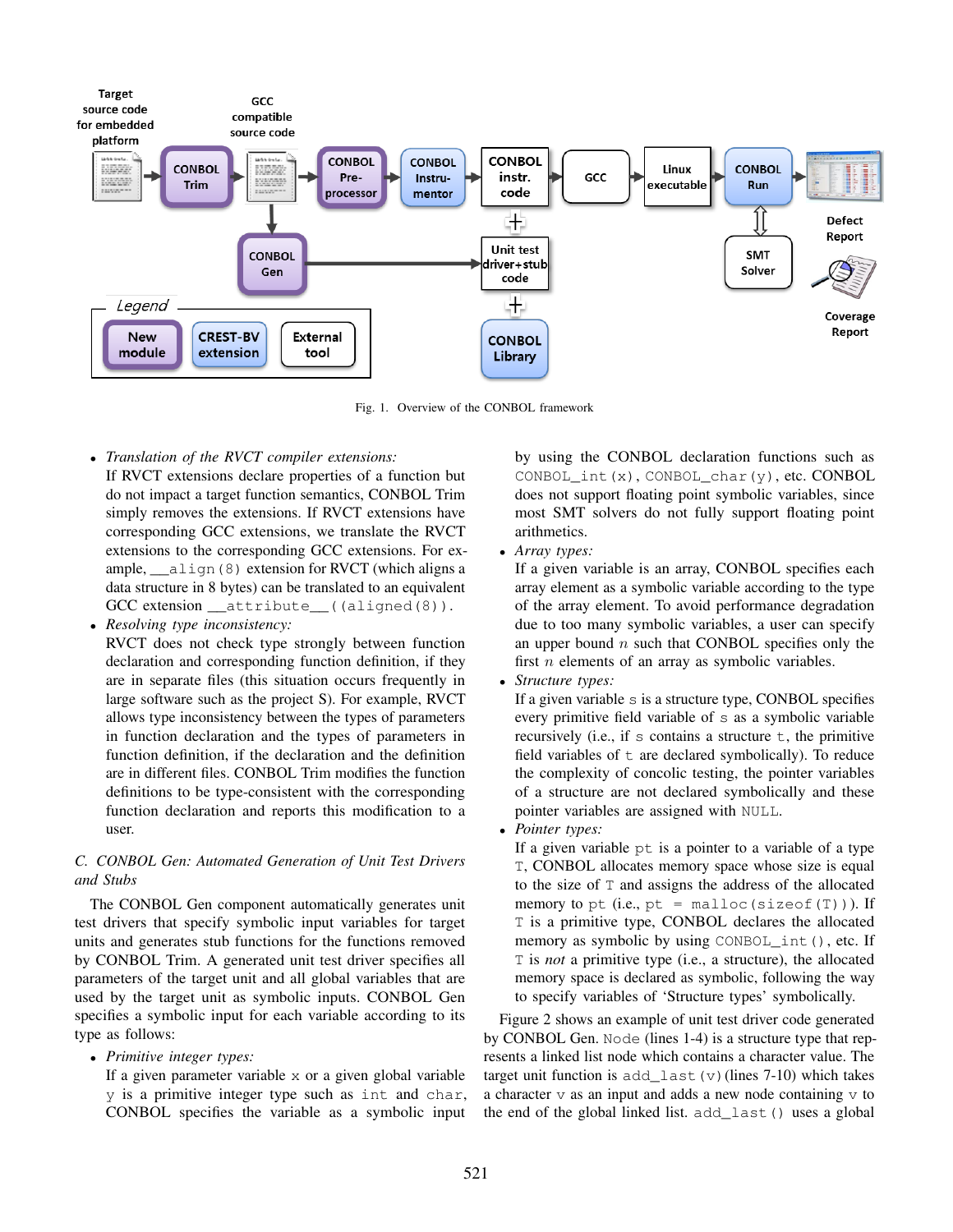Target source code for embedded platform

GCC compatible source code

CONBOL Trim

CONBOL Pre-processor

CONBOL Instru-mentor

CONBOL instr. code

GCC

Linux executable

CONBOL Run

CONBOL Gen

Unit test driver+stub code

CONBOL Library

SMT Solver

Defect Report

Coverage Report

Legend

New module

CREST-BV extension

External tool

Fig. 1. Overview of the CONBOL framework

- *Translation of the RVCT compiler extensions:*
  If RVCT extensions declare properties of a function but do not impact a target function semantics, CONBOL Trim simply removes the extensions. If RVCT extensions have corresponding GCC extensions, we translate the RVCT extensions to the corresponding GCC extensions. For example, `__align(8)` extension for RVCT (which aligns a data structure in 8 bytes) can be translated to an equivalent GCC extension `__attribute__((aligned(8)))`.
- *Resolving type inconsistency:*
  RVCT does not check type strongly between function declaration and corresponding function definition, if they are in separate files (this situation occurs frequently in large software such as the project S). For example, RVCT allows type inconsistency between the types of parameters in function declaration and the types of parameters in function definition, if the declaration and the definition are in different files. CONBOL Trim modifies the function definitions to be type-consistent with the corresponding function declaration and reports this modification to a user.

### C. CONBOL Gen: Automated Generation of Unit Test Drivers and Stubs

The CONBOL Gen component automatically generates unit test drivers that specify symbolic input variables for target units and generates stub functions for the functions removed by CONBOL Trim. A generated unit test driver specifies all parameters of the target unit and all global variables that are used by the target unit as symbolic inputs. CONBOL Gen specifies a symbolic input for each variable according to its type as follows:

- *Primitive integer types:*
  If a given parameter variable `x` or a given global variable `y` is a primitive integer type such as `int` and `char`, CONBOL specifies the variable as a symbolic input by using the CONBOL declaration functions such as `CONBOL_int(x)`, `CONBOL_char(y)`, etc. CONBOL does not support floating point symbolic variables, since most SMT solvers do not fully support floating point arithmetics.
- *Array types:*
  If a given variable is an array, CONBOL specifies each array element as a symbolic variable according to the type of the array element. To avoid performance degradation due to too many symbolic variables, a user can specify an upper bound $n$ such that CONBOL specifies only the first $n$ elements of an array as symbolic variables.
- *Structure types:*
  If a given variable `s` is a structure type, CONBOL specifies every primitive field variable of `s` as a symbolic variable recursively (i.e., if `s` contains a structure `t`, the primitive field variables of `t` are declared symbolically). To reduce the complexity of concolic testing, the pointer variables of a structure are not declared symbolically and these pointer variables are assigned with `NULL`.
- *Pointer types:*
  If a given variable `pt` is a pointer to a variable of a type `T`, CONBOL allocates memory space whose size is equal to the size of `T` and assigns the address of the allocated memory to `pt` (i.e., `pt = malloc(sizeof(T))`). If `T` is a primitive type, CONBOL declares the allocated memory as symbolic by using `CONBOL_int()`, etc. If `T` is *not* a primitive type (i.e., a structure), the allocated memory space is declared as symbolic, following the way to specify variables of 'Structure types' symbolically.

Figure 2 shows an example of unit test driver code generated by CONBOL Gen. `Node` (lines 1-4) is a structure type that represents a linked list node which contains a character value. The target unit function is `add_last(v)` (lines 7-10) which takes a character `v` as an input and adds a new node containing `v` to the end of the global linked list. `add_last()` uses a global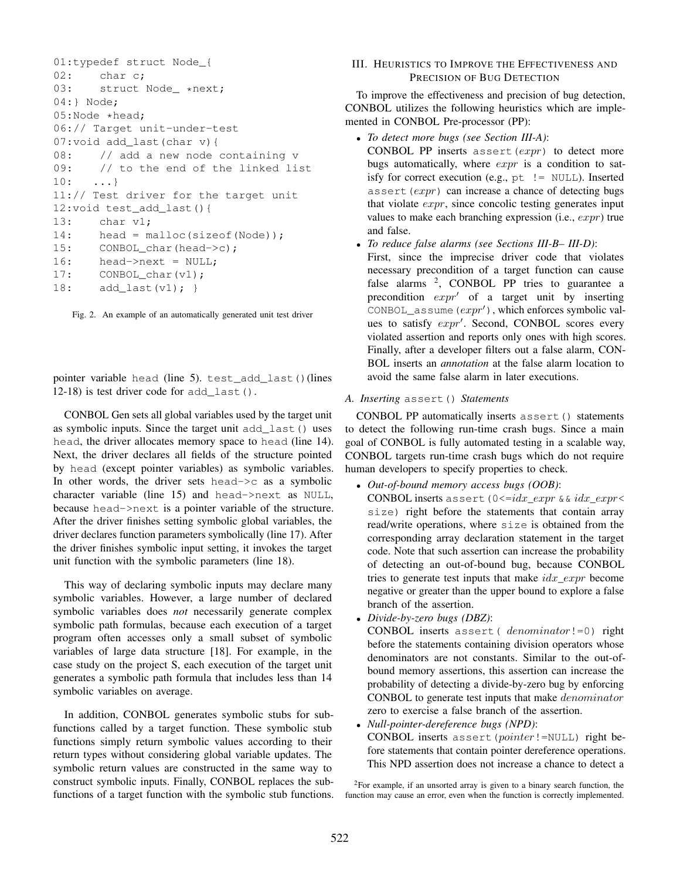```
01:typedef struct Node_{
02:    char c;
03:    struct Node_ *next;
04:} Node;
05:Node *head;
06:// Target unit-under-test
07:void add_last(char v){
08:    // add a new node containing v
09:    // to the end of the linked list
10:   ...}
11:// Test driver for the target unit
12:void test_add_last(){
13:    char v1;
14:    head = malloc(sizeof(Node));
15:    CONBOL_char(head->c);
16:    head->next = NULL;
17:    CONBOL_char(v1);
18:    add_last(v1); }
```

Fig. 2. An example of an automatically generated unit test driver

pointer variable `head` (line 5). `test_add_last()`(lines 12-18) is test driver code for `add_last()`.

CONBOL Gen sets all global variables used by the target unit as symbolic inputs. Since the target unit `add_last()` uses `head`, the driver allocates memory space to `head` (line 14). Next, the driver declares all fields of the structure pointed by `head` (except pointer variables) as symbolic variables. In other words, the driver sets `head->c` as a symbolic character variable (line 15) and `head->next` as `NULL`, because `head->next` is a pointer variable of the structure. After the driver finishes setting symbolic global variables, the driver declares function parameters symbolically (line 17). After the driver finishes symbolic input setting, it invokes the target unit function with the symbolic parameters (line 18).

This way of declaring symbolic inputs may declare many symbolic variables. However, a large number of declared symbolic variables does *not* necessarily generate complex symbolic path formulas, because each execution of a target program often accesses only a small subset of symbolic variables of large data structure [18]. For example, in the case study on the project S, each execution of the target unit generates a symbolic path formula that includes less than 14 symbolic variables on average.

In addition, CONBOL generates symbolic stubs for sub-functions called by a target function. These symbolic stub functions simply return symbolic values according to their return types without considering global variable updates. The symbolic return values are constructed in the same way to construct symbolic inputs. Finally, CONBOL replaces the sub-functions of a target function with the symbolic stub functions.

## III. Heuristics to Improve the Effectiveness and Precision of Bug Detection

To improve the effectiveness and precision of bug detection, CONBOL utilizes the following heuristics which are implemented in CONBOL Pre-processor (PP):

- *To detect more bugs (see Section III-A)*:
  CONBOL PP inserts `assert(`$expr$`)` to detect more bugs automatically, where $expr$ is a condition to satisfy for correct execution (e.g., `pt != NULL`). Inserted `assert(`$expr$`)` can increase a chance of detecting bugs that violate $expr$, since concolic testing generates input values to make each branching expression (i.e., $expr$) true and false.
- *To reduce false alarms (see Sections III-B– III-D)*:
  First, since the imprecise driver code that violates necessary precondition of a target function can cause false alarms [2], CONBOL PP tries to guarantee a precondition $expr'$ of a target unit by inserting `CONBOL_assume(`$expr'$`)`, which enforces symbolic values to satisfy $expr'$. Second, CONBOL scores every violated assertion and reports only ones with high scores. Finally, after a developer filters out a false alarm, CONBOL inserts an *annotation* at the false alarm location to avoid the same false alarm in later executions.

### A. Inserting `assert()` Statements

CONBOL PP automatically inserts `assert()` statements to detect the following run-time crash bugs. Since a main goal of CONBOL is fully automated testing in a scalable way, CONBOL targets run-time crash bugs which do not require human developers to specify properties to check.

- *Out-of-bound memory access bugs (OOB)*:
  CONBOL inserts `assert(0<=`$idx\_expr$ `&&` $idx\_expr$`< size)` right before the statements that contain array read/write operations, where `size` is obtained from the corresponding array declaration statement in the target code. Note that such assertion can increase the probability of detecting an out-of-bound bug, because CONBOL tries to generate test inputs that make $idx\_expr$ become negative or greater than the upper bound to explore a false branch of the assertion.
- *Divide-by-zero bugs (DBZ)*:
  CONBOL inserts `assert(` $denominator$`!=0)` right before the statements containing division operators whose denominators are not constants. Similar to the out-of-bound memory assertions, this assertion can increase the probability of detecting a divide-by-zero bug by enforcing CONBOL to generate test inputs that make $denominator$ zero to exercise a false branch of the assertion.
- *Null-pointer-dereference bugs (NPD)*:
  CONBOL inserts `assert(`$pointer$`!=NULL)` right before statements that contain pointer dereference operations. This NPD assertion does not increase a chance to detect a

[2] For example, if an unsorted array is given to a binary search function, the function may cause an error, even when the function is correctly implemented.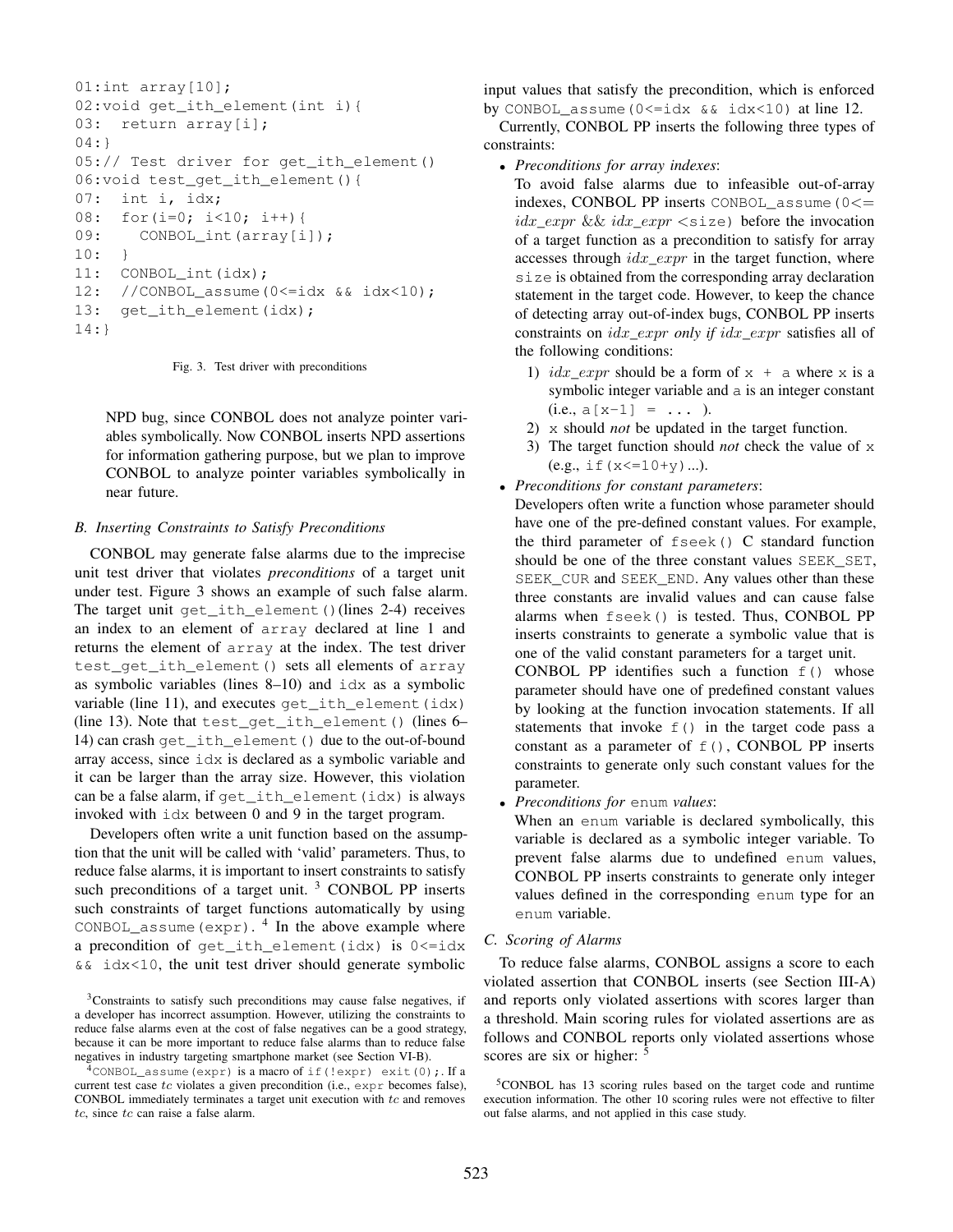```
01:int array[10];
02:void get_ith_element(int i){
03:  return array[i];
04:}
05:// Test driver for get_ith_element()
06:void test_get_ith_element(){
07:  int i, idx;
08:  for(i=0; i<10; i++){
09:    CONBOL_int(array[i]);
10:  }
11:  CONBOL_int(idx);
12:  //CONBOL_assume(0<=idx && idx<10);
13:  get_ith_element(idx);
14:}
```

Fig. 3. Test driver with preconditions

NPD bug, since CONBOL does not analyze pointer variables symbolically. Now CONBOL inserts NPD assertions for information gathering purpose, but we plan to improve CONBOL to analyze pointer variables symbolically in near future.

### B. Inserting Constraints to Satisfy Preconditions

CONBOL may generate false alarms due to the imprecise unit test driver that violates *preconditions* of a target unit under test. Figure 3 shows an example of such false alarm. The target unit get_ith_element()(lines 2-4) receives an index to an element of array declared at line 1 and returns the element of array at the index. The test driver test_get_ith_element() sets all elements of array as symbolic variables (lines 8–10) and idx as a symbolic variable (line 11), and executes get_ith_element(idx) (line 13). Note that test_get_ith_element() (lines 6–14) can crash get_ith_element() due to the out-of-bound array access, since idx is declared as a symbolic variable and it can be larger than the array size. However, this violation can be a false alarm, if get_ith_element(idx) is always invoked with idx between 0 and 9 in the target program.

Developers often write a unit function based on the assumption that the unit will be called with 'valid' parameters. Thus, to reduce false alarms, it is important to insert constraints to satisfy such preconditions of a target unit. [3] CONBOL PP inserts such constraints of target functions automatically by using CONBOL_assume(expr). [4] In the above example where a precondition of get_ith_element(idx) is 0<=idx && idx<10, the unit test driver should generate symbolic input values that satisfy the precondition, which is enforced by CONBOL_assume(0<=idx && idx<10) at line 12.

Currently, CONBOL PP inserts the following three types of constraints:

- *Preconditions for array indexes*:
  To avoid false alarms due to infeasible out-of-array indexes, CONBOL PP inserts CONBOL_assume(0<= $idx\_expr$ && $idx\_expr$ <size) before the invocation of a target function as a precondition to satisfy for array accesses through $idx\_expr$ in the target function, where size is obtained from the corresponding array declaration statement in the target code. However, to keep the chance of detecting array out-of-index bugs, CONBOL PP inserts constraints on $idx\_expr$ *only if* $idx\_expr$ satisfies all of the following conditions:
  1) $idx\_expr$ should be a form of x + a where x is a symbolic integer variable and a is an integer constant (i.e., a[x-1] = ... ).
  2) x should *not* be updated in the target function.
  3) The target function should *not* check the value of x (e.g., if(x<=10+y)...).
- *Preconditions for constant parameters*:
  Developers often write a function whose parameter should have one of the pre-defined constant values. For example, the third parameter of fseek() C standard function should be one of the three constant values SEEK_SET, SEEK_CUR and SEEK_END. Any values other than these three constants are invalid values and can cause false alarms when fseek() is tested. Thus, CONBOL PP inserts constraints to generate a symbolic value that is one of the valid constant parameters for a target unit.
  CONBOL PP identifies such a function f() whose parameter should have one of predefined constant values by looking at the function invocation statements. If all statements that invoke f() in the target code pass a constant as a parameter of f(), CONBOL PP inserts constraints to generate only such constant values for the parameter.
- *Preconditions for* enum *values*:
  When an enum variable is declared symbolically, this variable is declared as a symbolic integer variable. To prevent false alarms due to undefined enum values, CONBOL PP inserts constraints to generate only integer values defined in the corresponding enum type for an enum variable.

### C. Scoring of Alarms

To reduce false alarms, CONBOL assigns a score to each violated assertion that CONBOL inserts (see Section III-A) and reports only violated assertions with scores larger than a threshold. Main scoring rules for violated assertions are as follows and CONBOL reports only violated assertions whose scores are six or higher: [5]

[3] Constraints to satisfy such preconditions may cause false negatives, if a developer has incorrect assumption. However, utilizing the constraints to reduce false alarms even at the cost of false negatives can be a good strategy, because it can be more important to reduce false alarms than to reduce false negatives in industry targeting smartphone market (see Section VI-B).

[4] CONBOL_assume(expr) is a macro of if(!expr) exit(0);. If a current test case $tc$ violates a given precondition (i.e., expr becomes false), CONBOL immediately terminates a target unit execution with $tc$ and removes $tc$, since $tc$ can raise a false alarm.

[5] CONBOL has 13 scoring rules based on the target code and runtime execution information. The other 10 scoring rules were not effective to filter out false alarms, and not applied in this case study.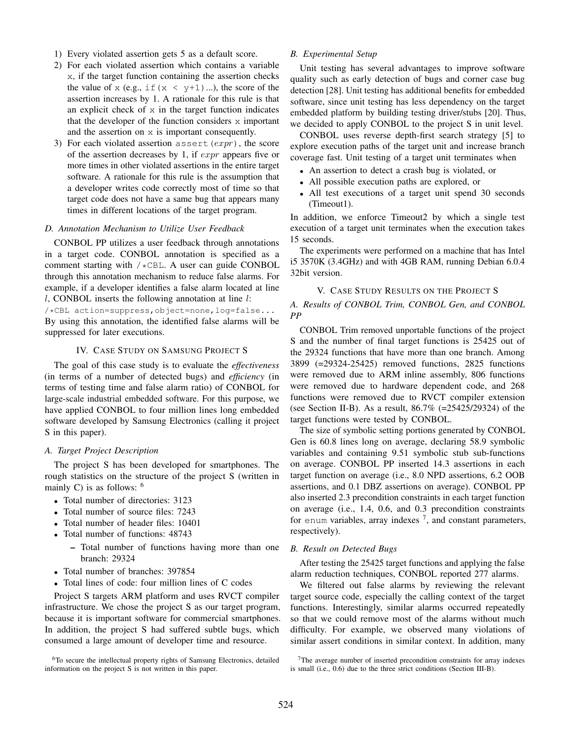1) Every violated assertion gets 5 as a default score.
2) For each violated assertion which contains a variable `x`, if the target function containing the assertion checks the value of `x` (e.g., `if(x < y+1)...`), the score of the assertion increases by 1. A rationale for this rule is that an explicit check of `x` in the target function indicates that the developer of the function considers `x` important and the assertion on `x` is important consequently.
3) For each violated assertion `assert(`$expr$`)`, the score of the assertion decreases by 1, if $expr$ appears five or more times in other violated assertions in the entire target software. A rationale for this rule is the assumption that a developer writes code correctly most of time so that target code does not have a same bug that appears many times in different locations of the target program.

### D. Annotation Mechanism to Utilize User Feedback

CONBOL PP utilizes a user feedback through annotations in a target code. CONBOL annotation is specified as a comment starting with `/*CBL`. A user can guide CONBOL through this annotation mechanism to reduce false alarms. For example, if a developer identifies a false alarm located at line $l$, CONBOL inserts the following annotation at line $l$:

```
/*CBL action=suppress,object=none,log=false...
```

By using this annotation, the identified false alarms will be suppressed for later executions.

## IV. Case Study on Samsung Project S

The goal of this case study is to evaluate the *effectiveness* (in terms of a number of detected bugs) and *efficiency* (in terms of testing time and false alarm ratio) of CONBOL for large-scale industrial embedded software. For this purpose, we have applied CONBOL to four million lines long embedded software developed by Samsung Electronics (calling it project S in this paper).

### A. Target Project Description

The project S has been developed for smartphones. The rough statistics on the structure of the project S (written in mainly C) is as follows: [6]

- Total number of directories: 3123
- Total number of source files: 7243
- Total number of header files: 10401
- Total number of functions: 48743
  - Total number of functions having more than one branch: 29324
- Total number of branches: 397854
- Total lines of code: four million lines of C codes

Project S targets ARM platform and uses RVCT compiler infrastructure. We chose the project S as our target program, because it is important software for commercial smartphones. In addition, the project S had suffered subtle bugs, which consumed a large amount of developer time and resource.

[6]To secure the intellectual property rights of Samsung Electronics, detailed information on the project S is not written in this paper.

### B. Experimental Setup

Unit testing has several advantages to improve software quality such as early detection of bugs and corner case bug detection [28]. Unit testing has additional benefits for embedded software, since unit testing has less dependency on the target embedded platform by building testing driver/stubs [20]. Thus, we decided to apply CONBOL to the project S in unit level.

CONBOL uses reverse depth-first search strategy [5] to explore execution paths of the target unit and increase branch coverage fast. Unit testing of a target unit terminates when

- An assertion to detect a crash bug is violated, or
- All possible execution paths are explored, or
- All test executions of a target unit spend 30 seconds (Timeout1).

In addition, we enforce Timeout2 by which a single test execution of a target unit terminates when the execution takes 15 seconds.

The experiments were performed on a machine that has Intel i5 3570K (3.4GHz) and with 4GB RAM, running Debian 6.0.4 32bit version.

## V. Case Study Results on the Project S

### A. Results of CONBOL Trim, CONBOL Gen, and CONBOL PP

CONBOL Trim removed unportable functions of the project S and the number of final target functions is 25425 out of the 29324 functions that have more than one branch. Among 3899 (=29324-25425) removed functions, 2825 functions were removed due to ARM inline assembly, 806 functions were removed due to hardware dependent code, and 268 functions were removed due to RVCT compiler extension (see Section II-B). As a result, 86.7% (=25425/29324) of the target functions were tested by CONBOL.

The size of symbolic setting portions generated by CONBOL Gen is 60.8 lines long on average, declaring 58.9 symbolic variables and containing 9.51 symbolic stub sub-functions on average. CONBOL PP inserted 14.3 assertions in each target function on average (i.e., 8.0 NPD assertions, 6.2 OOB assertions, and 0.1 DBZ assertions on average). CONBOL PP also inserted 2.3 precondition constraints in each target function on average (i.e., 1.4, 0.6, and 0.3 precondition constraints for `enum` variables, array indexes [7], and constant parameters, respectively).

### B. Result on Detected Bugs

After testing the 25425 target functions and applying the false alarm reduction techniques, CONBOL reported 277 alarms.

We filtered out false alarms by reviewing the relevant target source code, especially the calling context of the target functions. Interestingly, similar alarms occurred repeatedly so that we could remove most of the alarms without much difficulty. For example, we observed many violations of similar assert conditions in similar context. In addition, many

[7]The average number of inserted precondition constraints for array indexes is small (i.e., 0.6) due to the three strict conditions (Section III-B).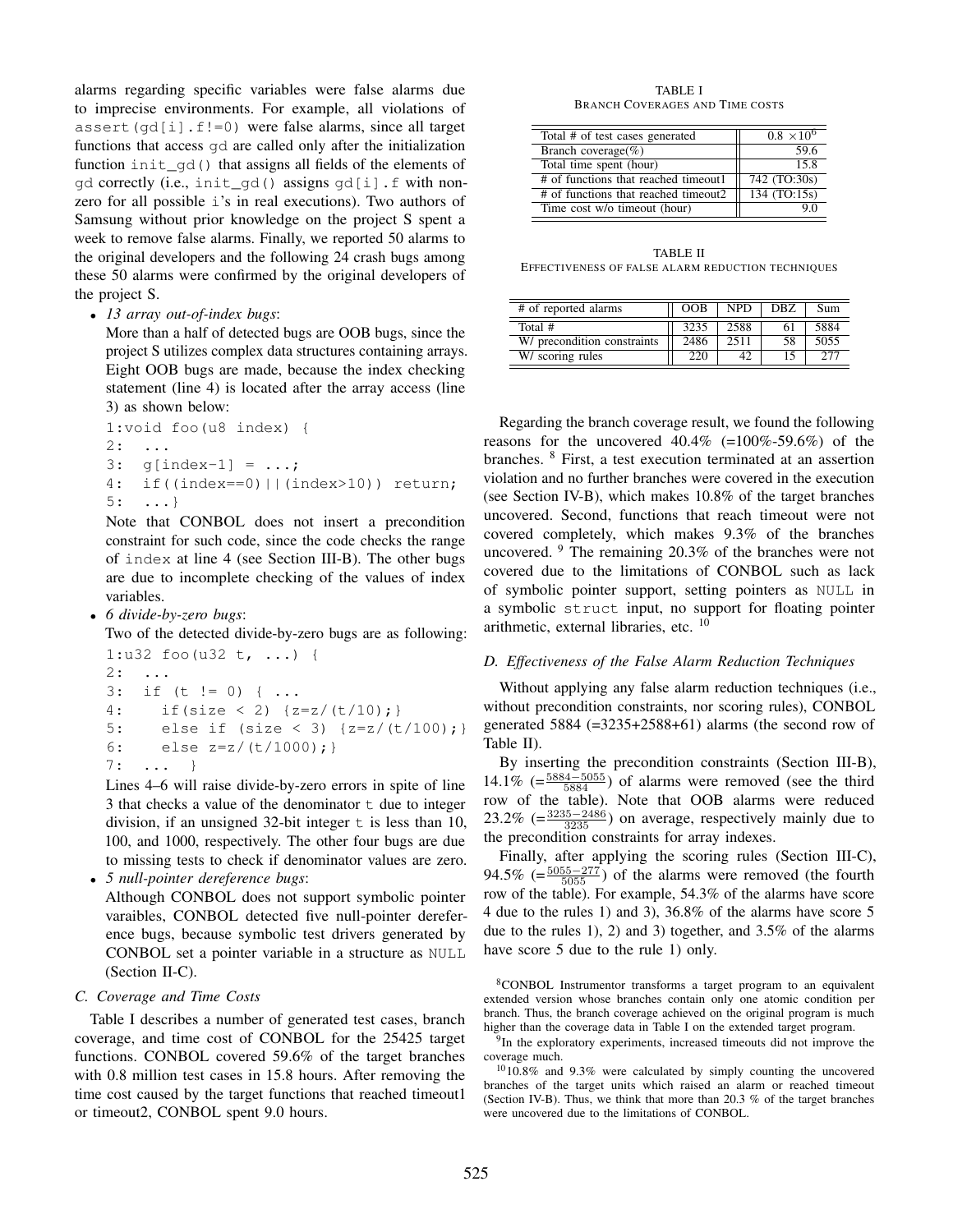alarms regarding specific variables were false alarms due to imprecise environments. For example, all violations of `assert(gd[i].f!=0)` were false alarms, since all target functions that access `gd` are called only after the initialization function `init_gd()` that assigns all fields of the elements of `gd` correctly (i.e., `init_gd()` assigns `gd[i].f` with non-zero for all possible `i`'s in real executions). Two authors of Samsung without prior knowledge on the project S spent a week to remove false alarms. Finally, we reported 50 alarms to the original developers and the following 24 crash bugs among these 50 alarms were confirmed by the original developers of the project S.

- *13 array out-of-index bugs*:
  More than a half of detected bugs are OOB bugs, since the project S utilizes complex data structures containing arrays. Eight OOB bugs are made, because the index checking statement (line 4) is located after the array access (line 3) as shown below:

```
1:void foo(u8 index) {
2:  ...
3:  g[index-1] = ...;
4:  if((index==0)||(index>10)) return;
5:  ...}
```

  Note that CONBOL does not insert a precondition constraint for such code, since the code checks the range of `index` at line 4 (see Section III-B). The other bugs are due to incomplete checking of the values of index variables.
- *6 divide-by-zero bugs*:
  Two of the detected divide-by-zero bugs are as following:

```
1:u32 foo(u32 t, ...) {
2:  ...
3:  if (t != 0) { ...
4:    if(size < 2) {z=z/(t/10);}
5:    else if (size < 3) {z=z/(t/100);}
6:    else z=z/(t/1000);}
7:  ...  }
```

  Lines 4–6 will raise divide-by-zero errors in spite of line 3 that checks a value of the denominator `t` due to integer division, if an unsigned 32-bit integer `t` is less than 10, 100, and 1000, respectively. The other four bugs are due to missing tests to check if denominator values are zero.
- *5 null-pointer dereference bugs*:
  Although CONBOL does not support symbolic pointer varaibles, CONBOL detected five null-pointer dereference bugs, because symbolic test drivers generated by CONBOL set a pointer variable in a structure as `NULL` (Section II-C).

### C. Coverage and Time Costs

Table I describes a number of generated test cases, branch coverage, and time cost of CONBOL for the 25425 target functions. CONBOL covered 59.6% of the target branches with 0.8 million test cases in 15.8 hours. After removing the time cost caused by the target functions that reached timeout1 or timeout2, CONBOL spent 9.0 hours.

TABLE I
BRANCH COVERAGES AND TIME COSTS

| | |
|---|---|
| Total # of test cases generated | $0.8 \times 10^6$ |
| Branch coverage(%) | 59.6 |
| Total time spent (hour) | 15.8 |
| # of functions that reached timeout1 | 742 (TO:30s) |
| # of functions that reached timeout2 | 134 (TO:15s) |
| Time cost w/o timeout (hour) | 9.0 |

TABLE II
EFFECTIVENESS OF FALSE ALARM REDUCTION TECHNIQUES

| # of reported alarms | OOB | NPD | DBZ | Sum |
|---|---|---|---|---|
| Total # | 3235 | 2588 | 61 | 5884 |
| W/ precondition constraints | 2486 | 2511 | 58 | 5055 |
| W/ scoring rules | 220 | 42 | 15 | 277 |

Regarding the branch coverage result, we found the following reasons for the uncovered 40.4% (=100%-59.6%) of the branches. [8] First, a test execution terminated at an assertion violation and no further branches were covered in the execution (see Section IV-B), which makes 10.8% of the target branches uncovered. Second, functions that reach timeout were not covered completely, which makes 9.3% of the branches uncovered. [9] The remaining 20.3% of the branches were not covered due to the limitations of CONBOL such as lack of symbolic pointer support, setting pointers as `NULL` in a symbolic `struct` input, no support for floating pointer arithmetic, external libraries, etc. [10]

### D. Effectiveness of the False Alarm Reduction Techniques

Without applying any false alarm reduction techniques (i.e., without precondition constraints, nor scoring rules), CONBOL generated 5884 (=3235+2588+61) alarms (the second row of Table II).

By inserting the precondition constraints (Section III-B), 14.1% (=$\frac{5884-5055}{5884}$) of alarms were removed (see the third row of the table). Note that OOB alarms were reduced 23.2% (=$\frac{3235-2486}{3235}$) on average, respectively mainly due to the precondition constraints for array indexes.

Finally, after applying the scoring rules (Section III-C), 94.5% (=$\frac{5055-277}{5055}$) of the alarms were removed (the fourth row of the table). For example, 54.3% of the alarms have score 4 due to the rules 1) and 3), 36.8% of the alarms have score 5 due to the rules 1), 2) and 3) together, and 3.5% of the alarms have score 5 due to the rule 1) only.

[8] CONBOL Instrumentor transforms a target program to an equivalent extended version whose branches contain only one atomic condition per branch. Thus, the branch coverage achieved on the original program is much higher than the coverage data in Table I on the extended target program.

[9] In the exploratory experiments, increased timeouts did not improve the coverage much.

[10] 10.8% and 9.3% were calculated by simply counting the uncovered branches of the target units which raised an alarm or reached timeout (Section IV-B). Thus, we think that more than 20.3 % of the target branches were uncovered due to the limitations of CONBOL.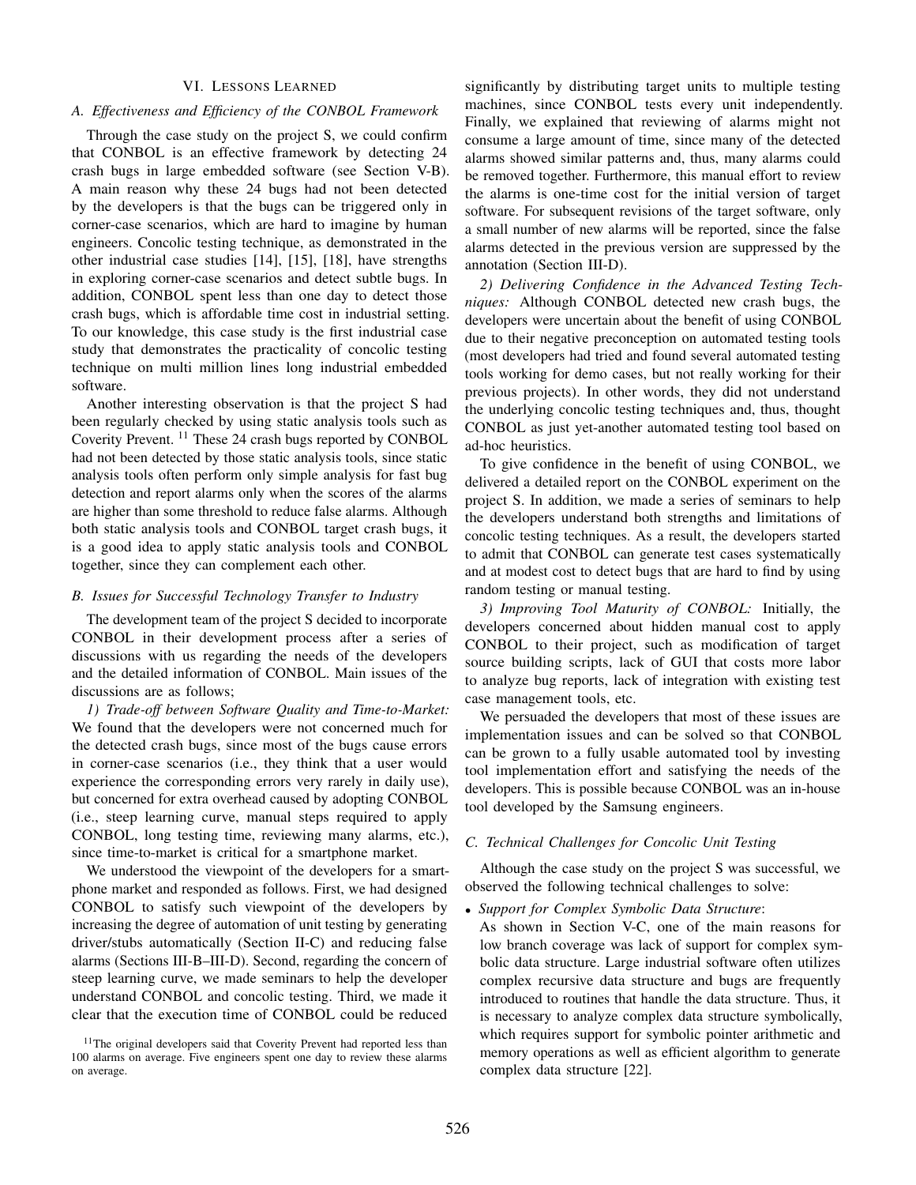## VI. Lessons Learned

### A. Effectiveness and Efficiency of the CONBOL Framework

Through the case study on the project S, we could confirm that CONBOL is an effective framework by detecting 24 crash bugs in large embedded software (see Section V-B). A main reason why these 24 bugs had not been detected by the developers is that the bugs can be triggered only in corner-case scenarios, which are hard to imagine by human engineers. Concolic testing technique, as demonstrated in the other industrial case studies [14], [15], [18], have strengths in exploring corner-case scenarios and detect subtle bugs. In addition, CONBOL spent less than one day to detect those crash bugs, which is affordable time cost in industrial setting. To our knowledge, this case study is the first industrial case study that demonstrates the practicality of concolic testing technique on multi million lines long industrial embedded software.

Another interesting observation is that the project S had been regularly checked by using static analysis tools such as Coverity Prevent. [11] These 24 crash bugs reported by CONBOL had not been detected by those static analysis tools, since static analysis tools often perform only simple analysis for fast bug detection and report alarms only when the scores of the alarms are higher than some threshold to reduce false alarms. Although both static analysis tools and CONBOL target crash bugs, it is a good idea to apply static analysis tools and CONBOL together, since they can complement each other.

### B. Issues for Successful Technology Transfer to Industry

The development team of the project S decided to incorporate CONBOL in their development process after a series of discussions with us regarding the needs of the developers and the detailed information of CONBOL. Main issues of the discussions are as follows;

*1) Trade-off between Software Quality and Time-to-Market:* We found that the developers were not concerned much for the detected crash bugs, since most of the bugs cause errors in corner-case scenarios (i.e., they think that a user would experience the corresponding errors very rarely in daily use), but concerned for extra overhead caused by adopting CONBOL (i.e., steep learning curve, manual steps required to apply CONBOL, long testing time, reviewing many alarms, etc.), since time-to-market is critical for a smartphone market.

We understood the viewpoint of the developers for a smartphone market and responded as follows. First, we had designed CONBOL to satisfy such viewpoint of the developers by increasing the degree of automation of unit testing by generating driver/stubs automatically (Section II-C) and reducing false alarms (Sections III-B–III-D). Second, regarding the concern of steep learning curve, we made seminars to help the developer understand CONBOL and concolic testing. Third, we made it clear that the execution time of CONBOL could be reduced significantly by distributing target units to multiple testing machines, since CONBOL tests every unit independently. Finally, we explained that reviewing of alarms might not consume a large amount of time, since many of the detected alarms showed similar patterns and, thus, many alarms could be removed together. Furthermore, this manual effort to review the alarms is one-time cost for the initial version of target software. For subsequent revisions of the target software, only a small number of new alarms will be reported, since the false alarms detected in the previous version are suppressed by the annotation (Section III-D).

*2) Delivering Confidence in the Advanced Testing Techniques:* Although CONBOL detected new crash bugs, the developers were uncertain about the benefit of using CONBOL due to their negative preconception on automated testing tools (most developers had tried and found several automated testing tools working for demo cases, but not really working for their previous projects). In other words, they did not understand the underlying concolic testing techniques and, thus, thought CONBOL as just yet-another automated testing tool based on ad-hoc heuristics.

To give confidence in the benefit of using CONBOL, we delivered a detailed report on the CONBOL experiment on the project S. In addition, we made a series of seminars to help the developers understand both strengths and limitations of concolic testing techniques. As a result, the developers started to admit that CONBOL can generate test cases systematically and at modest cost to detect bugs that are hard to find by using random testing or manual testing.

*3) Improving Tool Maturity of CONBOL:* Initially, the developers concerned about hidden manual cost to apply CONBOL to their project, such as modification of target source building scripts, lack of GUI that costs more labor to analyze bug reports, lack of integration with existing test case management tools, etc.

We persuaded the developers that most of these issues are implementation issues and can be solved so that CONBOL can be grown to a fully usable automated tool by investing tool implementation effort and satisfying the needs of the developers. This is possible because CONBOL was an in-house tool developed by the Samsung engineers.

### C. Technical Challenges for Concolic Unit Testing

Although the case study on the project S was successful, we observed the following technical challenges to solve:

- *Support for Complex Symbolic Data Structure*:
  As shown in Section V-C, one of the main reasons for low branch coverage was lack of support for complex symbolic data structure. Large industrial software often utilizes complex recursive data structure and bugs are frequently introduced to routines that handle the data structure. Thus, it is necessary to analyze complex data structure symbolically, which requires support for symbolic pointer arithmetic and memory operations as well as efficient algorithm to generate complex data structure [22].

[11] The original developers said that Coverity Prevent had reported less than 100 alarms on average. Five engineers spent one day to review these alarms on average.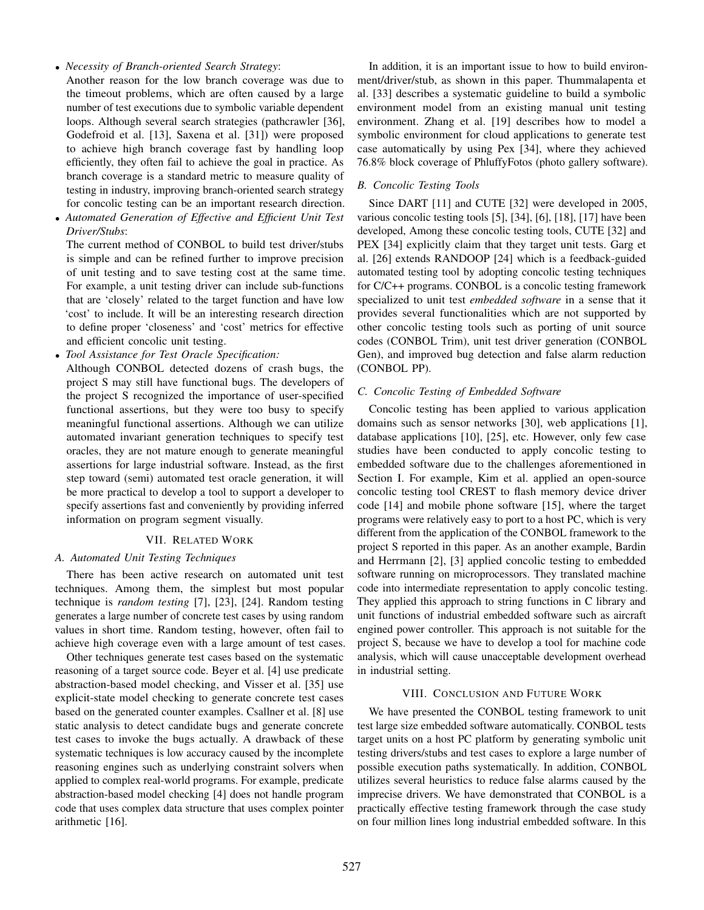- *Necessity of Branch-oriented Search Strategy*:
  Another reason for the low branch coverage was due to the timeout problems, which are often caused by a large number of test executions due to symbolic variable dependent loops. Although several search strategies (pathcrawler [36], Godefroid et al. [13], Saxena et al. [31]) were proposed to achieve high branch coverage fast by handling loop efficiently, they often fail to achieve the goal in practice. As branch coverage is a standard metric to measure quality of testing in industry, improving branch-oriented search strategy for concolic testing can be an important research direction.
- *Automated Generation of Effective and Efficient Unit Test Driver/Stubs*:
  The current method of CONBOL to build test driver/stubs is simple and can be refined further to improve precision of unit testing and to save testing cost at the same time. For example, a unit testing driver can include sub-functions that are 'closely' related to the target function and have low 'cost' to include. It will be an interesting research direction to define proper 'closeness' and 'cost' metrics for effective and efficient concolic unit testing.
- *Tool Assistance for Test Oracle Specification:*
  Although CONBOL detected dozens of crash bugs, the project S may still have functional bugs. The developers of the project S recognized the importance of user-specified functional assertions, but they were too busy to specify meaningful functional assertions. Although we can utilize automated invariant generation techniques to specify test oracles, they are not mature enough to generate meaningful assertions for large industrial software. Instead, as the first step toward (semi) automated test oracle generation, it will be more practical to develop a tool to support a developer to specify assertions fast and conveniently by providing inferred information on program segment visually.

## VII. Related Work

### A. Automated Unit Testing Techniques

There has been active research on automated unit test techniques. Among them, the simplest but most popular technique is *random testing* [7], [23], [24]. Random testing generates a large number of concrete test cases by using random values in short time. Random testing, however, often fail to achieve high coverage even with a large amount of test cases.

Other techniques generate test cases based on the systematic reasoning of a target source code. Beyer et al. [4] use predicate abstraction-based model checking, and Visser et al. [35] use explicit-state model checking to generate concrete test cases based on the generated counter examples. Csallner et al. [8] use static analysis to detect candidate bugs and generate concrete test cases to invoke the bugs actually. A drawback of these systematic techniques is low accuracy caused by the incomplete reasoning engines such as underlying constraint solvers when applied to complex real-world programs. For example, predicate abstraction-based model checking [4] does not handle program code that uses complex data structure that uses complex pointer arithmetic [16].

In addition, it is an important issue to how to build environment/driver/stub, as shown in this paper. Thummalapenta et al. [33] describes a systematic guideline to build a symbolic environment model from an existing manual unit testing environment. Zhang et al. [19] describes how to model a symbolic environment for cloud applications to generate test case automatically by using Pex [34], where they achieved 76.8% block coverage of PhluffyFotos (photo gallery software).

### B. Concolic Testing Tools

Since DART [11] and CUTE [32] were developed in 2005, various concolic testing tools [5], [34], [6], [18], [17] have been developed, Among these concolic testing tools, CUTE [32] and PEX [34] explicitly claim that they target unit tests. Garg et al. [26] extends RANDOOP [24] which is a feedback-guided automated testing tool by adopting concolic testing techniques for C/C++ programs. CONBOL is a concolic testing framework specialized to unit test *embedded software* in a sense that it provides several functionalities which are not supported by other concolic testing tools such as porting of unit source codes (CONBOL Trim), unit test driver generation (CONBOL Gen), and improved bug detection and false alarm reduction (CONBOL PP).

### C. Concolic Testing of Embedded Software

Concolic testing has been applied to various application domains such as sensor networks [30], web applications [1], database applications [10], [25], etc. However, only few case studies have been conducted to apply concolic testing to embedded software due to the challenges aforementioned in Section I. For example, Kim et al. applied an open-source concolic testing tool CREST to flash memory device driver code [14] and mobile phone software [15], where the target programs were relatively easy to port to a host PC, which is very different from the application of the CONBOL framework to the project S reported in this paper. As an another example, Bardin and Herrmann [2], [3] applied concolic testing to embedded software running on microprocessors. They translated machine code into intermediate representation to apply concolic testing. They applied this approach to string functions in C library and unit functions of industrial embedded software such as aircraft engined power controller. This approach is not suitable for the project S, because we have to develop a tool for machine code analysis, which will cause unacceptable development overhead in industrial setting.

## VIII. Conclusion and Future Work

We have presented the CONBOL testing framework to unit test large size embedded software automatically. CONBOL tests target units on a host PC platform by generating symbolic unit testing drivers/stubs and test cases to explore a large number of possible execution paths systematically. In addition, CONBOL utilizes several heuristics to reduce false alarms caused by the imprecise drivers. We have demonstrated that CONBOL is a practically effective testing framework through the case study on four million lines long industrial embedded software. In this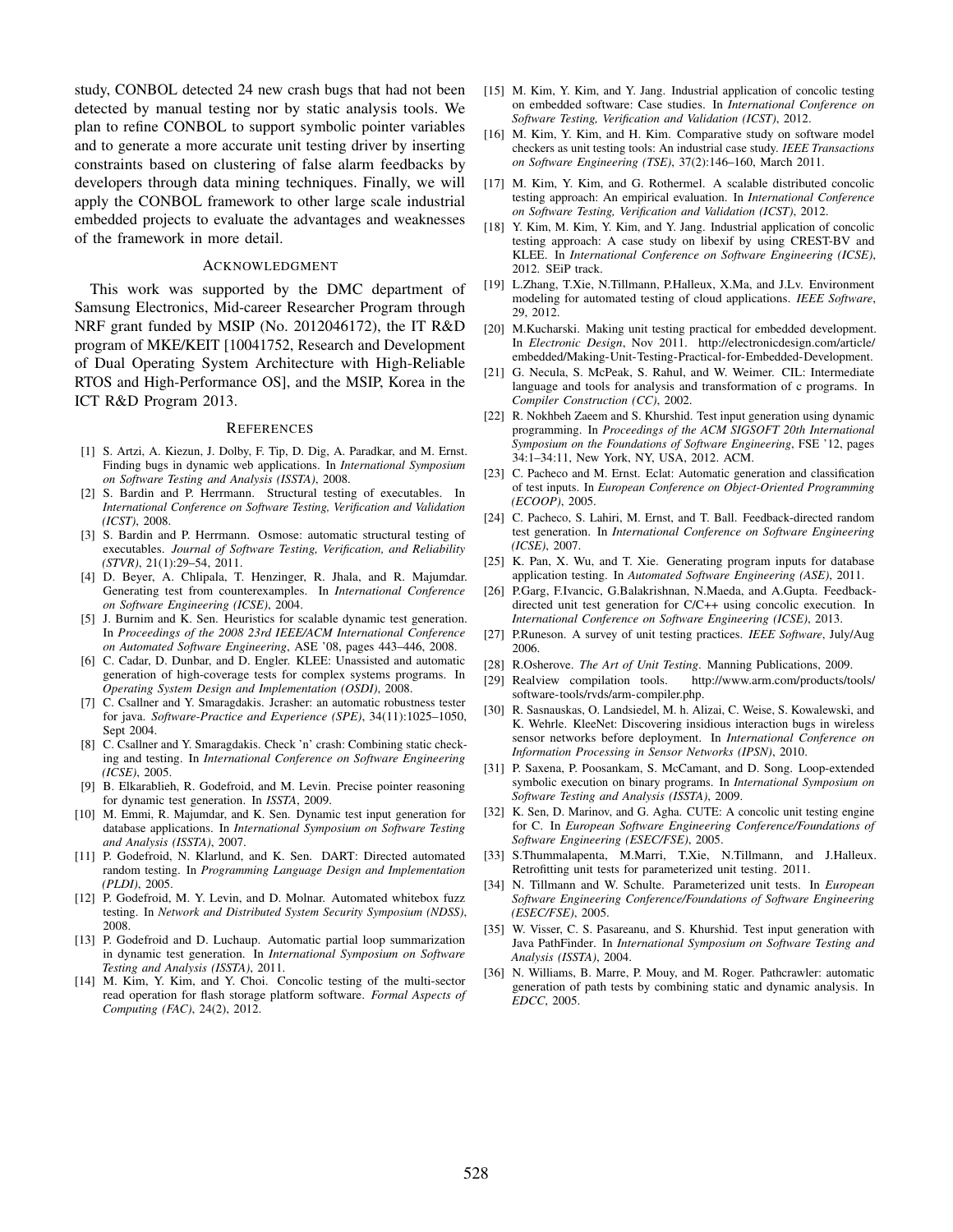study, CONBOL detected 24 new crash bugs that had not been detected by manual testing nor by static analysis tools. We plan to refine CONBOL to support symbolic pointer variables and to generate a more accurate unit testing driver by inserting constraints based on clustering of false alarm feedbacks by developers through data mining techniques. Finally, we will apply the CONBOL framework to other large scale industrial embedded projects to evaluate the advantages and weaknesses of the framework in more detail.

## ACKNOWLEDGMENT

This work was supported by the DMC department of Samsung Electronics, Mid-career Researcher Program through NRF grant funded by MSIP (No. 2012046172), the IT R&D program of MKE/KEIT [10041752, Research and Development of Dual Operating System Architecture with High-Reliable RTOS and High-Performance OS], and the MSIP, Korea in the ICT R&D Program 2013.

## REFERENCES

[1] S. Artzi, A. Kiezun, J. Dolby, F. Tip, D. Dig, A. Paradkar, and M. Ernst. Finding bugs in dynamic web applications. In *International Symposium on Software Testing and Analysis (ISSTA)*, 2008.

[2] S. Bardin and P. Herrmann. Structural testing of executables. In *International Conference on Software Testing, Verification and Validation (ICST)*, 2008.

[3] S. Bardin and P. Herrmann. Osmose: automatic structural testing of executables. *Journal of Software Testing, Verification, and Reliability (STVR)*, 21(1):29–54, 2011.

[4] D. Beyer, A. Chlipala, T. Henzinger, R. Jhala, and R. Majumdar. Generating test from counterexamples. In *International Conference on Software Engineering (ICSE)*, 2004.

[5] J. Burnim and K. Sen. Heuristics for scalable dynamic test generation. In *Proceedings of the 2008 23rd IEEE/ACM International Conference on Automated Software Engineering*, ASE '08, pages 443–446, 2008.

[6] C. Cadar, D. Dunbar, and D. Engler. KLEE: Unassisted and automatic generation of high-coverage tests for complex systems programs. In *Operating System Design and Implementation (OSDI)*, 2008.

[7] C. Csallner and Y. Smaragdakis. Jcrasher: an automatic robustness tester for java. *Software-Practice and Experience (SPE)*, 34(11):1025–1050, Sept 2004.

[8] C. Csallner and Y. Smaragdakis. Check 'n' crash: Combining static checking and testing. In *International Conference on Software Engineering (ICSE)*, 2005.

[9] B. Elkarablieh, R. Godefroid, and M. Levin. Precise pointer reasoning for dynamic test generation. In *ISSTA*, 2009.

[10] M. Emmi, R. Majumdar, and K. Sen. Dynamic test input generation for database applications. In *International Symposium on Software Testing and Analysis (ISSTA)*, 2007.

[11] P. Godefroid, N. Klarlund, and K. Sen. DART: Directed automated random testing. In *Programming Language Design and Implementation (PLDI)*, 2005.

[12] P. Godefroid, M. Y. Levin, and D. Molnar. Automated whitebox fuzz testing. In *Network and Distributed System Security Symposium (NDSS)*, 2008.

[13] P. Godefroid and D. Luchaup. Automatic partial loop summarization in dynamic test generation. In *International Symposium on Software Testing and Analysis (ISSTA)*, 2011.

[14] M. Kim, Y. Kim, and Y. Choi. Concolic testing of the multi-sector read operation for flash storage platform software. *Formal Aspects of Computing (FAC)*, 24(2), 2012.

[15] M. Kim, Y. Kim, and Y. Jang. Industrial application of concolic testing on embedded software: Case studies. In *International Conference on Software Testing, Verification and Validation (ICST)*, 2012.

[16] M. Kim, Y. Kim, and H. Kim. Comparative study on software model checkers as unit testing tools: An industrial case study. *IEEE Transactions on Software Engineering (TSE)*, 37(2):146–160, March 2011.

[17] M. Kim, Y. Kim, and G. Rothermel. A scalable distributed concolic testing approach: An empirical evaluation. In *International Conference on Software Testing, Verification and Validation (ICST)*, 2012.

[18] Y. Kim, M. Kim, Y. Kim, and Y. Jang. Industrial application of concolic testing approach: A case study on libexif by using CREST-BV and KLEE. In *International Conference on Software Engineering (ICSE)*, 2012. SEiP track.

[19] L.Zhang, T.Xie, N.Tillmann, P.Halleux, X.Ma, and J.Lv. Environment modeling for automated testing of cloud applications. *IEEE Software*, 29, 2012.

[20] M.Kucharski. Making unit testing practical for embedded development. In *Electronic Design*, Nov 2011. http://electronicdesign.com/article/embedded/Making-Unit-Testing-Practical-for-Embedded-Development.

[21] G. Necula, S. McPeak, S. Rahul, and W. Weimer. CIL: Intermediate language and tools for analysis and transformation of c programs. In *Compiler Construction (CC)*, 2002.

[22] R. Nokhbeh Zaeem and S. Khurshid. Test input generation using dynamic programming. In *Proceedings of the ACM SIGSOFT 20th International Symposium on the Foundations of Software Engineering*, FSE '12, pages 34:1–34:11, New York, NY, USA, 2012. ACM.

[23] C. Pacheco and M. Ernst. Eclat: Automatic generation and classification of test inputs. In *European Conference on Object-Oriented Programming (ECOOP)*, 2005.

[24] C. Pacheco, S. Lahiri, M. Ernst, and T. Ball. Feedback-directed random test generation. In *International Conference on Software Engineering (ICSE)*, 2007.

[25] K. Pan, X. Wu, and T. Xie. Generating program inputs for database application testing. In *Automated Software Engineering (ASE)*, 2011.

[26] P.Garg, F.Ivancic, G.Balakrishnan, N.Maeda, and A.Gupta. Feedback-directed unit test generation for C/C++ using concolic execution. In *International Conference on Software Engineering (ICSE)*, 2013.

[27] P.Runeson. A survey of unit testing practices. *IEEE Software*, July/Aug 2006.

[28] R.Osherove. *The Art of Unit Testing*. Manning Publications, 2009.

[29] Realview compilation tools. http://www.arm.com/products/tools/software-tools/rvds/arm-compiler.php.

[30] R. Sasnauskas, O. Landsiedel, M. h. Alizai, C. Weise, S. Kowalewski, and K. Wehrle. KleeNet: Discovering insidious interaction bugs in wireless sensor networks before deployment. In *International Conference on Information Processing in Sensor Networks (IPSN)*, 2010.

[31] P. Saxena, P. Poosankam, S. McCamant, and D. Song. Loop-extended symbolic execution on binary programs. In *International Symposium on Software Testing and Analysis (ISSTA)*, 2009.

[32] K. Sen, D. Marinov, and G. Agha. CUTE: A concolic unit testing engine for C. In *European Software Engineering Conference/Foundations of Software Engineering (ESEC/FSE)*, 2005.

[33] S.Thummalapenta, M.Marri, T.Xie, N.Tillmann, and J.Halleux. Retrofitting unit tests for parameterized unit testing. 2011.

[34] N. Tillmann and W. Schulte. Parameterized unit tests. In *European Software Engineering Conference/Foundations of Software Engineering (ESEC/FSE)*, 2005.

[35] W. Visser, C. S. Pasareanu, and S. Khurshid. Test input generation with Java PathFinder. In *International Symposium on Software Testing and Analysis (ISSTA)*, 2004.

[36] N. Williams, B. Marre, P. Mouy, and M. Roger. Pathcrawler: automatic generation of path tests by combining static and dynamic analysis. In *EDCC*, 2005.